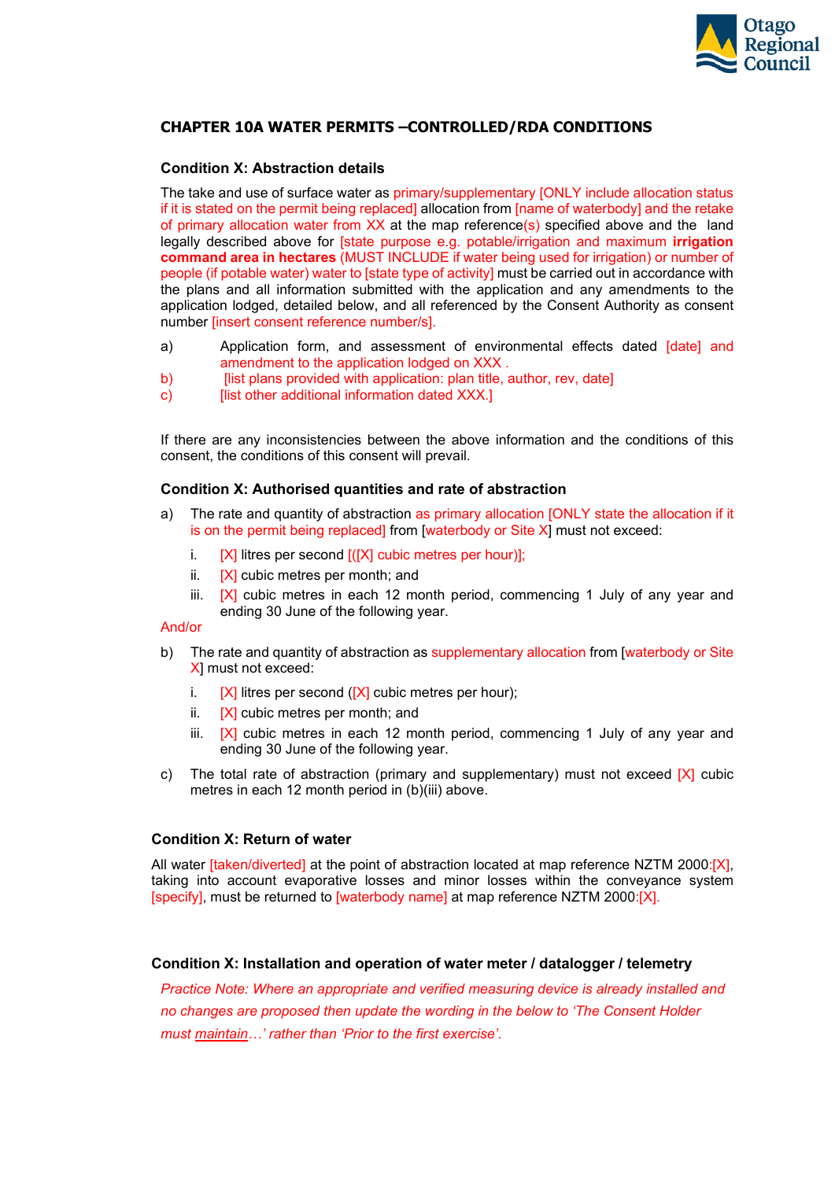## CHAPTER 10A WATER PERMITS –CONTROLLED/RDA CONDITIONS

### Condition X: Abstraction details

The take and use of surface water as primary/supplementary [ONLY include allocation status if it is stated on the permit being replaced] allocation from [name of waterbody] and the retake of primary allocation water from XX at the map reference(s) specified above and the land legally described above for [state purpose e.g. potable/irrigation and maximum **irrigation command area in hectares** (MUST INCLUDE if water being used for irrigation) or number of people (if potable water) water to [state type of activity] must be carried out in accordance with the plans and all information submitted with the application and any amendments to the application lodged, detailed below, and all referenced by the Consent Authority as consent number [insert consent reference number/s].

a) Application form, and assessment of environmental effects dated [date] and amendment to the application lodged on XXX .
b) [list plans provided with application: plan title, author, rev, date]
c) [list other additional information dated XXX.]

If there are any inconsistencies between the above information and the conditions of this consent, the conditions of this consent will prevail.

### Condition X: Authorised quantities and rate of abstraction

a) The rate and quantity of abstraction as primary allocation [ONLY state the allocation if it is on the permit being replaced] from [waterbody or Site X] must not exceed:
   i. [X] litres per second [([X] cubic metres per hour)];
   ii. [X] cubic metres per month; and
   iii. [X] cubic metres in each 12 month period, commencing 1 July of any year and ending 30 June of the following year.

And/or

b) The rate and quantity of abstraction as supplementary allocation from [waterbody or Site X] must not exceed:
   i. [X] litres per second ([X] cubic metres per hour);
   ii. [X] cubic metres per month; and
   iii. [X] cubic metres in each 12 month period, commencing 1 July of any year and ending 30 June of the following year.

c) The total rate of abstraction (primary and supplementary) must not exceed [X] cubic metres in each 12 month period in (b)(iii) above.

### Condition X: Return of water

All water [taken/diverted] at the point of abstraction located at map reference NZTM 2000:[X], taking into account evaporative losses and minor losses within the conveyance system [specify], must be returned to [waterbody name] at map reference NZTM 2000:[X].

### Condition X: Installation and operation of water meter / datalogger / telemetry

*Practice Note: Where an appropriate and verified measuring device is already installed and no changes are proposed then update the wording in the below to 'The Consent Holder must maintain…' rather than 'Prior to the first exercise'.*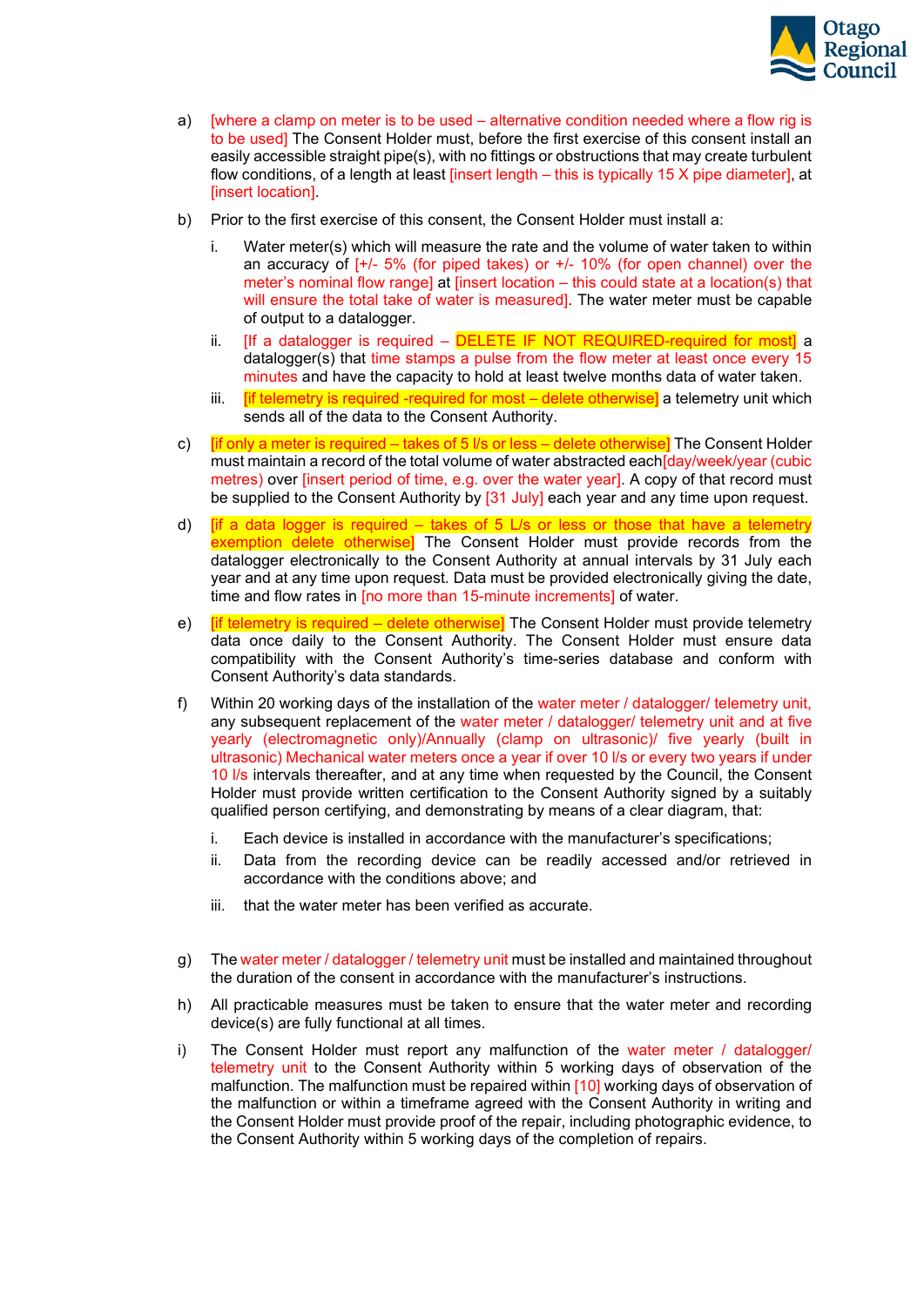a) [where a clamp on meter is to be used – alternative condition needed where a flow rig is to be used] The Consent Holder must, before the first exercise of this consent install an easily accessible straight pipe(s), with no fittings or obstructions that may create turbulent flow conditions, of a length at least [insert length – this is typically 15 X pipe diameter], at [insert location].

b) Prior to the first exercise of this consent, the Consent Holder must install a:

   i. Water meter(s) which will measure the rate and the volume of water taken to within an accuracy of [+/- 5% (for piped takes) or +/- 10% (for open channel) over the meter's nominal flow range] at [insert location – this could state at a location(s) that will ensure the total take of water is measured]. The water meter must be capable of output to a datalogger.

   ii. [If a datalogger is required – DELETE IF NOT REQUIRED-required for most] a datalogger(s) that time stamps a pulse from the flow meter at least once every 15 minutes and have the capacity to hold at least twelve months data of water taken.

   iii. [if telemetry is required -required for most – delete otherwise] a telemetry unit which sends all of the data to the Consent Authority.

c) [if only a meter is required – takes of 5 l/s or less – delete otherwise] The Consent Holder must maintain a record of the total volume of water abstracted each[day/week/year (cubic metres) over [insert period of time, e.g. over the water year]. A copy of that record must be supplied to the Consent Authority by [31 July] each year and any time upon request.

d) [if a data logger is required – takes of 5 L/s or less or those that have a telemetry exemption delete otherwise] The Consent Holder must provide records from the datalogger electronically to the Consent Authority at annual intervals by 31 July each year and at any time upon request. Data must be provided electronically giving the date, time and flow rates in [no more than 15-minute increments] of water.

e) [if telemetry is required – delete otherwise] The Consent Holder must provide telemetry data once daily to the Consent Authority. The Consent Holder must ensure data compatibility with the Consent Authority's time-series database and conform with Consent Authority's data standards.

f) Within 20 working days of the installation of the water meter / datalogger/ telemetry unit, any subsequent replacement of the water meter / datalogger/ telemetry unit and at five yearly (electromagnetic only)/Annually (clamp on ultrasonic)/ five yearly (built in ultrasonic) Mechanical water meters once a year if over 10 l/s or every two years if under 10 l/s intervals thereafter, and at any time when requested by the Council, the Consent Holder must provide written certification to the Consent Authority signed by a suitably qualified person certifying, and demonstrating by means of a clear diagram, that:

   i. Each device is installed in accordance with the manufacturer's specifications;

   ii. Data from the recording device can be readily accessed and/or retrieved in accordance with the conditions above; and

   iii. that the water meter has been verified as accurate.

g) The water meter / datalogger / telemetry unit must be installed and maintained throughout the duration of the consent in accordance with the manufacturer's instructions.

h) All practicable measures must be taken to ensure that the water meter and recording device(s) are fully functional at all times.

i) The Consent Holder must report any malfunction of the water meter / datalogger/ telemetry unit to the Consent Authority within 5 working days of observation of the malfunction. The malfunction must be repaired within [10] working days of observation of the malfunction or within a timeframe agreed with the Consent Authority in writing and the Consent Holder must provide proof of the repair, including photographic evidence, to the Consent Authority within 5 working days of the completion of repairs.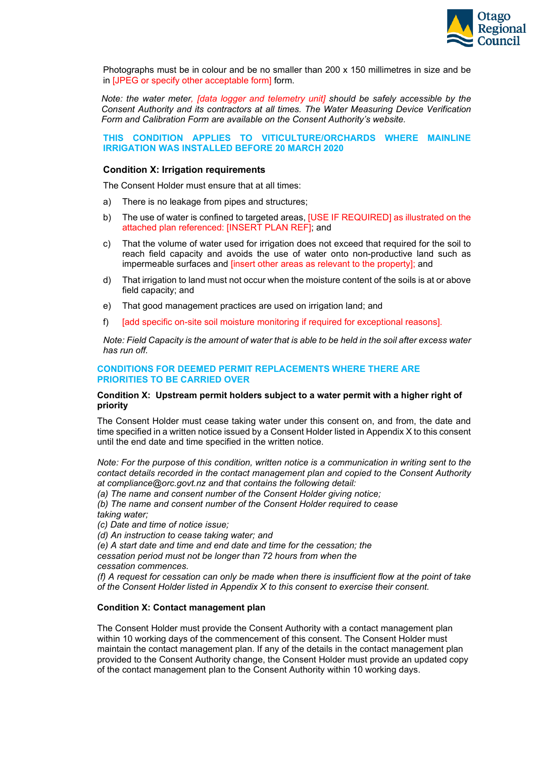Photographs must be in colour and be no smaller than 200 x 150 millimetres in size and be in [JPEG or specify other acceptable form] form.

*Note: the water meter, [data logger and telemetry unit] should be safely accessible by the Consent Authority and its contractors at all times. The Water Measuring Device Verification Form and Calibration Form are available on the Consent Authority's website.*

**THIS CONDITION APPLIES TO VITICULTURE/ORCHARDS WHERE MAINLINE IRRIGATION WAS INSTALLED BEFORE 20 MARCH 2020**

### Condition X: Irrigation requirements

The Consent Holder must ensure that at all times:

a) There is no leakage from pipes and structures;

b) The use of water is confined to targeted areas, [USE IF REQUIRED] as illustrated on the attached plan referenced: [INSERT PLAN REF]; and

c) That the volume of water used for irrigation does not exceed that required for the soil to reach field capacity and avoids the use of water onto non-productive land such as impermeable surfaces and [insert other areas as relevant to the property]; and

d) That irrigation to land must not occur when the moisture content of the soils is at or above field capacity; and

e) That good management practices are used on irrigation land; and

f) [add specific on-site soil moisture monitoring if required for exceptional reasons].

*Note: Field Capacity is the amount of water that is able to be held in the soil after excess water has run off.*

**CONDITIONS FOR DEEMED PERMIT REPLACEMENTS WHERE THERE ARE PRIORITIES TO BE CARRIED OVER**

### Condition X: Upstream permit holders subject to a water permit with a higher right of priority

The Consent Holder must cease taking water under this consent on, and from, the date and time specified in a written notice issued by a Consent Holder listed in Appendix X to this consent until the end date and time specified in the written notice.

*Note: For the purpose of this condition, written notice is a communication in writing sent to the contact details recorded in the contact management plan and copied to the Consent Authority at compliance@orc.govt.nz and that contains the following detail:*
*(a) The name and consent number of the Consent Holder giving notice;*
*(b) The name and consent number of the Consent Holder required to cease taking water;*
*(c) Date and time of notice issue;*
*(d) An instruction to cease taking water; and*
*(e) A start date and time and end date and time for the cessation; the cessation period must not be longer than 72 hours from when the cessation commences.*
*(f) A request for cessation can only be made when there is insufficient flow at the point of take of the Consent Holder listed in Appendix X to this consent to exercise their consent.*

### Condition X: Contact management plan

The Consent Holder must provide the Consent Authority with a contact management plan within 10 working days of the commencement of this consent. The Consent Holder must maintain the contact management plan. If any of the details in the contact management plan provided to the Consent Authority change, the Consent Holder must provide an updated copy of the contact management plan to the Consent Authority within 10 working days.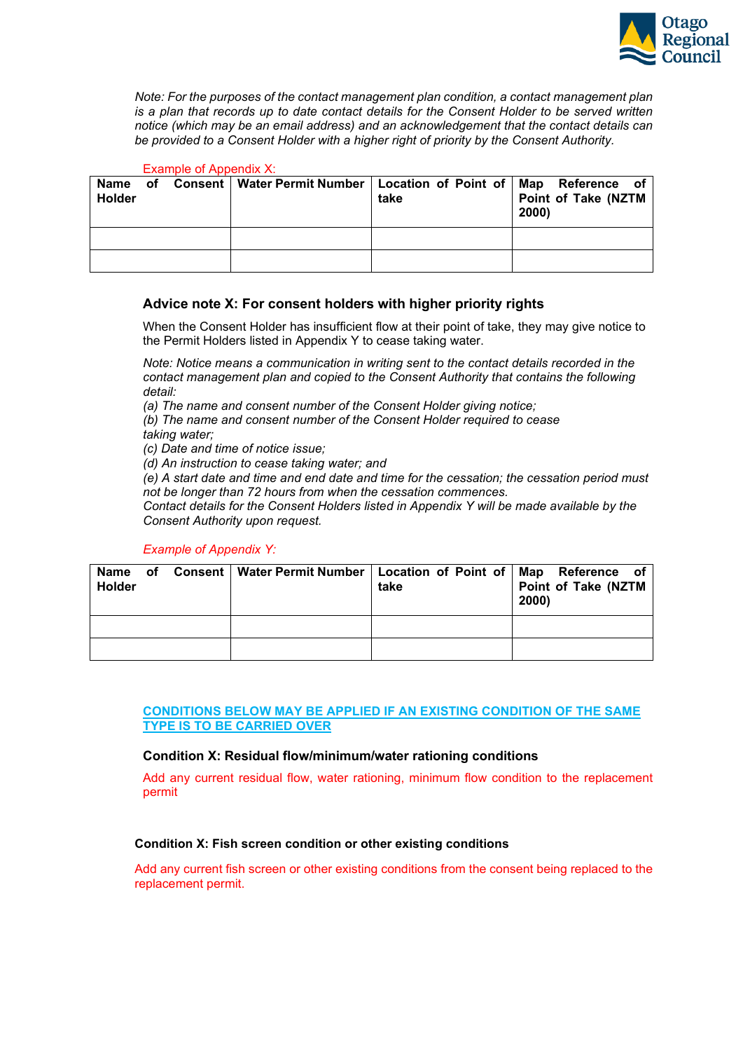*Note: For the purposes of the contact management plan condition, a contact management plan is a plan that records up to date contact details for the Consent Holder to be served written notice (which may be an email address) and an acknowledgement that the contact details can be provided to a Consent Holder with a higher right of priority by the Consent Authority.*

Example of Appendix X:

| Name of Consent Holder | Water Permit Number | Location of Point of take | Map Reference of Point of Take (NZTM 2000) |
|---|---|---|---|
| | | | |
| | | | |

### Advice note X: For consent holders with higher priority rights

When the Consent Holder has insufficient flow at their point of take, they may give notice to the Permit Holders listed in Appendix Y to cease taking water.

*Note: Notice means a communication in writing sent to the contact details recorded in the contact management plan and copied to the Consent Authority that contains the following detail:*
*(a) The name and consent number of the Consent Holder giving notice;*
*(b) The name and consent number of the Consent Holder required to cease taking water;*
*(c) Date and time of notice issue;*
*(d) An instruction to cease taking water; and*
*(e) A start date and time and end date and time for the cessation; the cessation period must not be longer than 72 hours from when the cessation commences.*
*Contact details for the Consent Holders listed in Appendix Y will be made available by the Consent Authority upon request.*

*Example of Appendix Y:*

| Name of Consent Holder | Water Permit Number | Location of Point of take | Map Reference of Point of Take (NZTM 2000) |
|---|---|---|---|
| | | | |
| | | | |

**CONDITIONS BELOW MAY BE APPLIED IF AN EXISTING CONDITION OF THE SAME TYPE IS TO BE CARRIED OVER**

### Condition X: Residual flow/minimum/water rationing conditions

Add any current residual flow, water rationing, minimum flow condition to the replacement permit

### Condition X: Fish screen condition or other existing conditions

Add any current fish screen or other existing conditions from the consent being replaced to the replacement permit.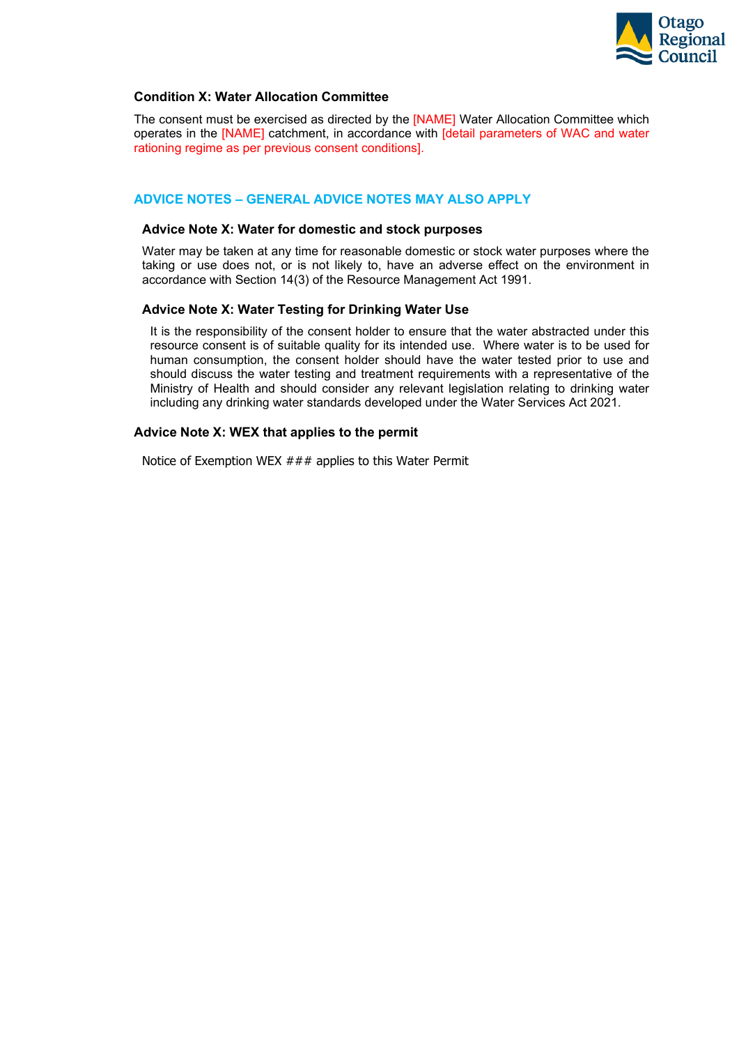### Condition X: Water Allocation Committee

The consent must be exercised as directed by the [NAME] Water Allocation Committee which operates in the [NAME] catchment, in accordance with [detail parameters of WAC and water rationing regime as per previous consent conditions].

## ADVICE NOTES – GENERAL ADVICE NOTES MAY ALSO APPLY

### Advice Note X: Water for domestic and stock purposes

Water may be taken at any time for reasonable domestic or stock water purposes where the taking or use does not, or is not likely to, have an adverse effect on the environment in accordance with Section 14(3) of the Resource Management Act 1991.

### Advice Note X: Water Testing for Drinking Water Use

It is the responsibility of the consent holder to ensure that the water abstracted under this resource consent is of suitable quality for its intended use. Where water is to be used for human consumption, the consent holder should have the water tested prior to use and should discuss the water testing and treatment requirements with a representative of the Ministry of Health and should consider any relevant legislation relating to drinking water including any drinking water standards developed under the Water Services Act 2021.

### Advice Note X: WEX that applies to the permit

Notice of Exemption WEX ### applies to this Water Permit